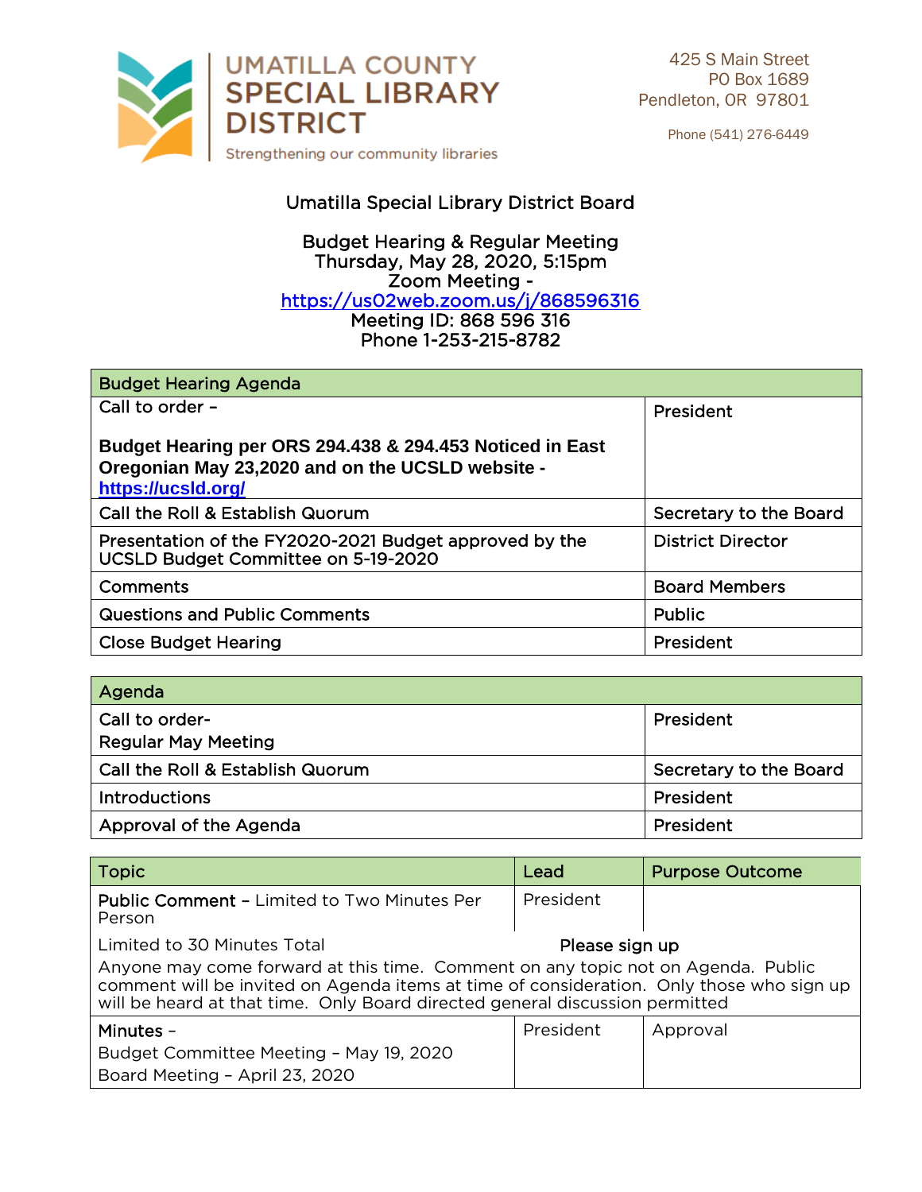# UMATILLA COUNTY SPECIAL LIBRARY DISTRICT

Strengthening our community libraries

425 S Main Street
PO Box 1689
Pendleton, OR 97801

Phone (541) 276-6449

## Umatilla Special Library District Board

Budget Hearing & Regular Meeting
Thursday, May 28, 2020, 5:15pm
Zoom Meeting -
https://us02web.zoom.us/j/868596316
Meeting ID: 868 596 316
Phone 1-253-215-8782

| Budget Hearing Agenda | |
|---|---|
| Call to order – <br><br> **Budget Hearing per ORS 294.438 & 294.453 Noticed in East Oregonian May 23,2020 and on the UCSLD website - https://ucsld.org/** | President |
| Call the Roll & Establish Quorum | Secretary to the Board |
| Presentation of the FY2020-2021 Budget approved by the UCSLD Budget Committee on 5-19-2020 | District Director |
| Comments | Board Members |
| Questions and Public Comments | Public |
| Close Budget Hearing | President |

| Agenda | |
|---|---|
| Call to order- <br> Regular May Meeting | President |
| Call the Roll & Establish Quorum | Secretary to the Board |
| Introductions | President |
| Approval of the Agenda | President |

| Topic | Lead | Purpose Outcome |
|---|---|---|
| **Public Comment** – Limited to Two Minutes Per Person | President | |
| Limited to 30 Minutes Total **Please sign up** <br> Anyone may come forward at this time. Comment on any topic not on Agenda. Public comment will be invited on Agenda items at time of consideration. Only those who sign up will be heard at that time. Only Board directed general discussion permitted | | |
| Minutes – <br> Budget Committee Meeting – May 19, 2020 <br> Board Meeting – April 23, 2020 | President | Approval |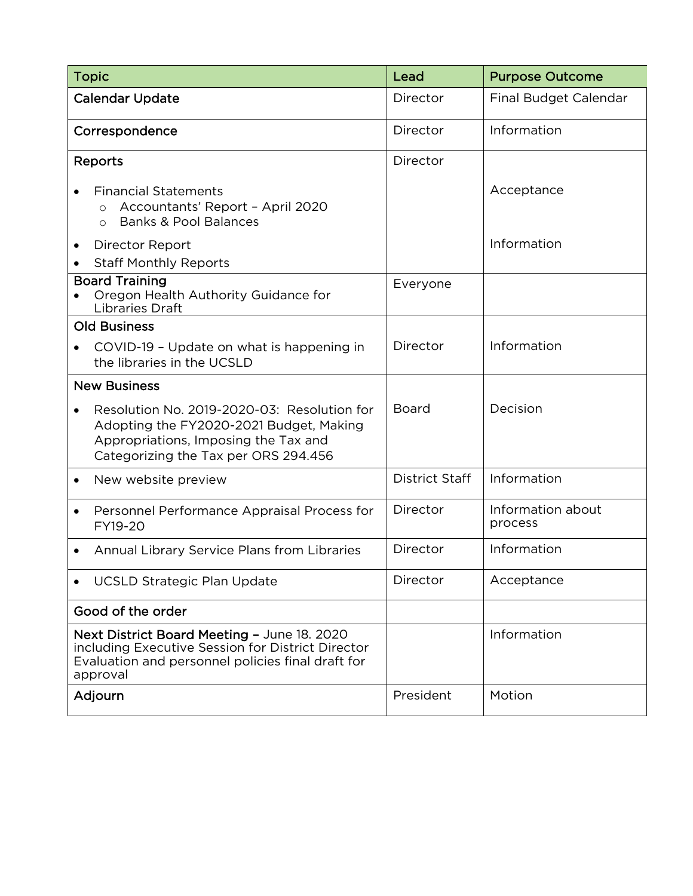| Topic | Lead | Purpose Outcome |
|---|---|---|
| **Calendar Update** | Director | Final Budget Calendar |
| **Correspondence** | Director | Information |
| **Reports** | Director | |
| • Financial Statements<br>  ○ Accountants' Report – April 2020<br>  ○ Banks & Pool Balances | | Acceptance |
| • Director Report<br>• Staff Monthly Reports | | Information |
| **Board Training**<br>• Oregon Health Authority Guidance for Libraries Draft | Everyone | |
| **Old Business** | | |
| • COVID-19 – Update on what is happening in the libraries in the UCSLD | Director | Information |
| **New Business** | | |
| • Resolution No. 2019-2020-03: Resolution for Adopting the FY2020-2021 Budget, Making Appropriations, Imposing the Tax and Categorizing the Tax per ORS 294.456 | Board | Decision |
| • New website preview | District Staff | Information |
| • Personnel Performance Appraisal Process for FY19-20 | Director | Information about process |
| • Annual Library Service Plans from Libraries | Director | Information |
| • UCSLD Strategic Plan Update | Director | Acceptance |
| **Good of the order** | | |
| **Next District Board Meeting –** June 18. 2020 including Executive Session for District Director Evaluation and personnel policies final draft for approval | | Information |
| **Adjourn** | President | Motion |